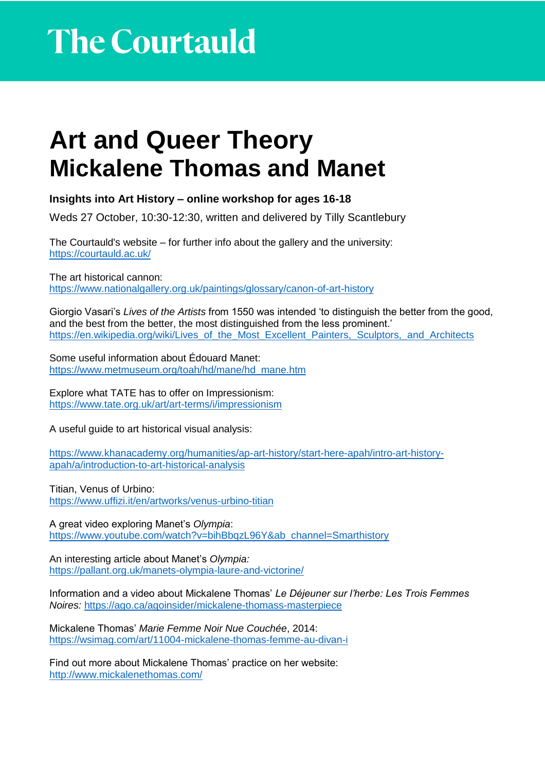# The Courtauld

# Art and Queer Theory
# Mickalene Thomas and Manet

**Insights into Art History – online workshop for ages 16-18**

Weds 27 October, 10:30-12:30, written and delivered by Tilly Scantlebury

The Courtauld's website – for further info about the gallery and the university:
https://courtauld.ac.uk/

The art historical cannon:
https://www.nationalgallery.org.uk/paintings/glossary/canon-of-art-history

Giorgio Vasari's *Lives of the Artists* from 1550 was intended 'to distinguish the better from the good, and the best from the better, the most distinguished from the less prominent.'
https://en.wikipedia.org/wiki/Lives_of_the_Most_Excellent_Painters,_Sculptors,_and_Architects

Some useful information about Édouard Manet:
https://www.metmuseum.org/toah/hd/mane/hd_mane.htm

Explore what TATE has to offer on Impressionism:
https://www.tate.org.uk/art/art-terms/i/impressionism

A useful guide to art historical visual analysis:

https://www.khanacademy.org/humanities/ap-art-history/start-here-apah/intro-art-history-apah/a/introduction-to-art-historical-analysis

Titian, Venus of Urbino:
https://www.uffizi.it/en/artworks/venus-urbino-titian

A great video exploring Manet's *Olympia*:
https://www.youtube.com/watch?v=bihBbqzL96Y&ab_channel=Smarthistory

An interesting article about Manet's *Olympia:*
https://pallant.org.uk/manets-olympia-laure-and-victorine/

Information and a video about Mickalene Thomas' *Le Déjeuner sur l'herbe: Les Trois Femmes Noires:* https://ago.ca/agoinsider/mickalene-thomass-masterpiece

Mickalene Thomas' *Marie Femme Noir Nue Couchée*, 2014:
https://wsimag.com/art/11004-mickalene-thomas-femme-au-divan-i

Find out more about Mickalene Thomas' practice on her website:
http://www.mickalenethomas.com/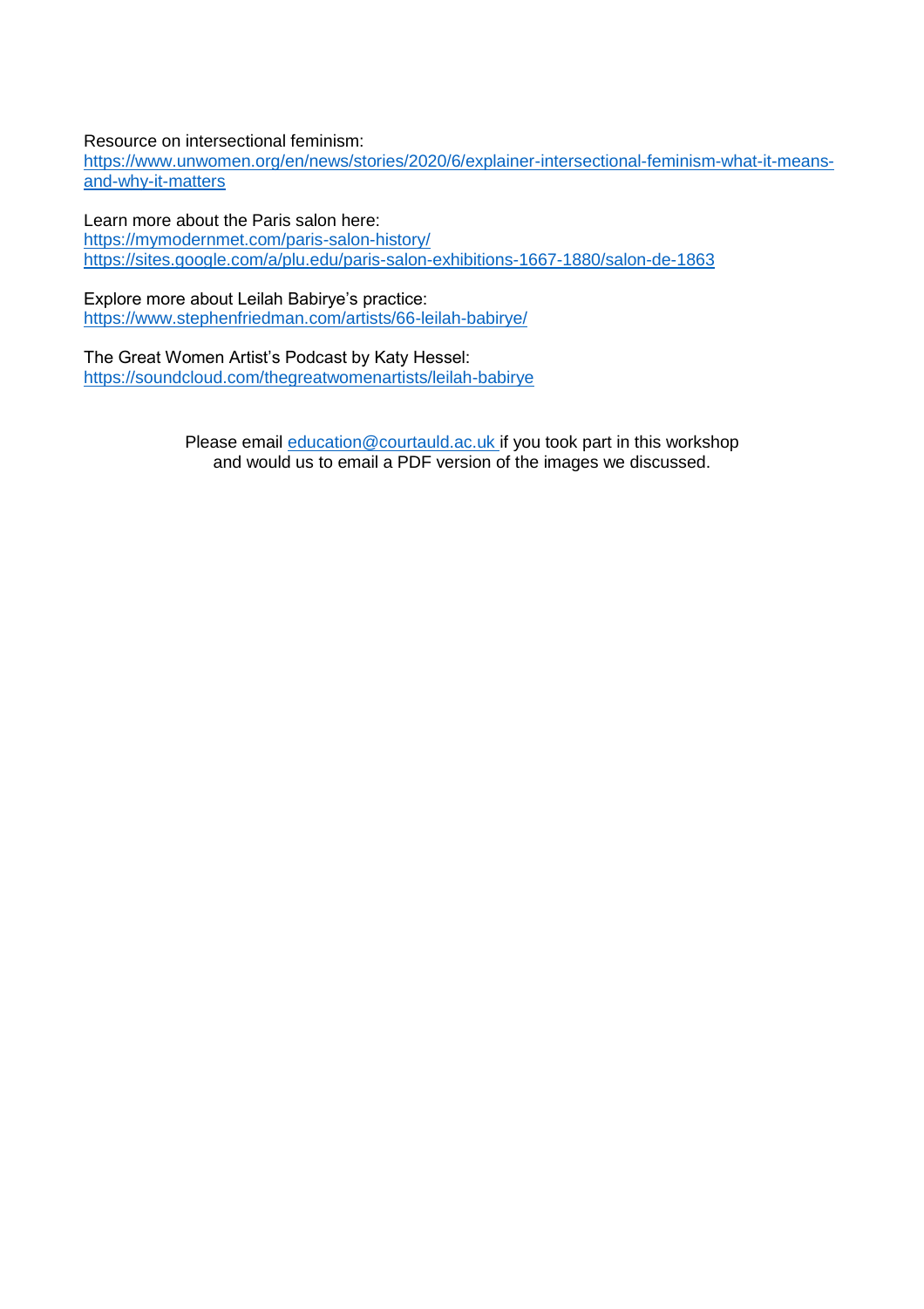Resource on intersectional feminism:
https://www.unwomen.org/en/news/stories/2020/6/explainer-intersectional-feminism-what-it-means-and-why-it-matters

Learn more about the Paris salon here:
https://mymodernmet.com/paris-salon-history/
https://sites.google.com/a/plu.edu/paris-salon-exhibitions-1667-1880/salon-de-1863

Explore more about Leilah Babirye's practice:
https://www.stephenfriedman.com/artists/66-leilah-babirye/

The Great Women Artist's Podcast by Katy Hessel:
https://soundcloud.com/thegreatwomenartists/leilah-babirye

Please email education@courtauld.ac.uk if you took part in this workshop and would us to email a PDF version of the images we discussed.